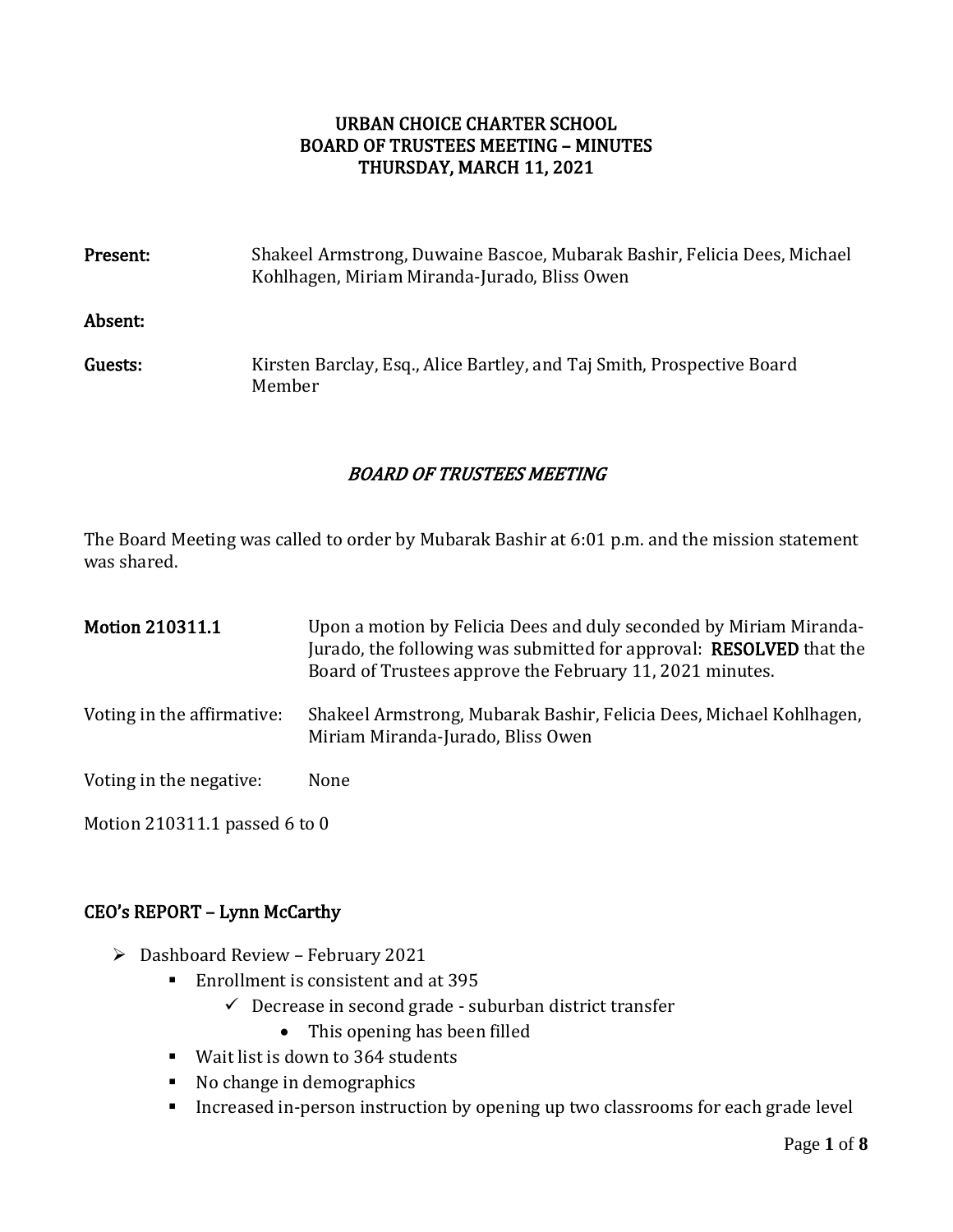# URBAN CHOICE CHARTER SCHOOL
# BOARD OF TRUSTEES MEETING – MINUTES
# THURSDAY, MARCH 11, 2021

| | |
|---|---|
| **Present:** | Shakeel Armstrong, Duwaine Bascoe, Mubarak Bashir, Felicia Dees, Michael Kohlhagen, Miriam Miranda-Jurado, Bliss Owen |
| **Absent:** | |
| **Guests:** | Kirsten Barclay, Esq., Alice Bartley, and Taj Smith, Prospective Board Member |

## *BOARD OF TRUSTEES MEETING*

The Board Meeting was called to order by Mubarak Bashir at 6:01 p.m. and the mission statement was shared.

| | |
|---|---|
| **Motion 210311.1** | Upon a motion by Felicia Dees and duly seconded by Miriam Miranda-Jurado, the following was submitted for approval: **RESOLVED** that the Board of Trustees approve the February 11, 2021 minutes. |
| Voting in the affirmative: | Shakeel Armstrong, Mubarak Bashir, Felicia Dees, Michael Kohlhagen, Miriam Miranda-Jurado, Bliss Owen |
| Voting in the negative: | None |

Motion 210311.1 passed 6 to 0

## CEO's REPORT – Lynn McCarthy

- Dashboard Review – February 2021
  - Enrollment is consistent and at 395
    - ✓ Decrease in second grade - suburban district transfer
      - This opening has been filled
  - Wait list is down to 364 students
  - No change in demographics
  - Increased in-person instruction by opening up two classrooms for each grade level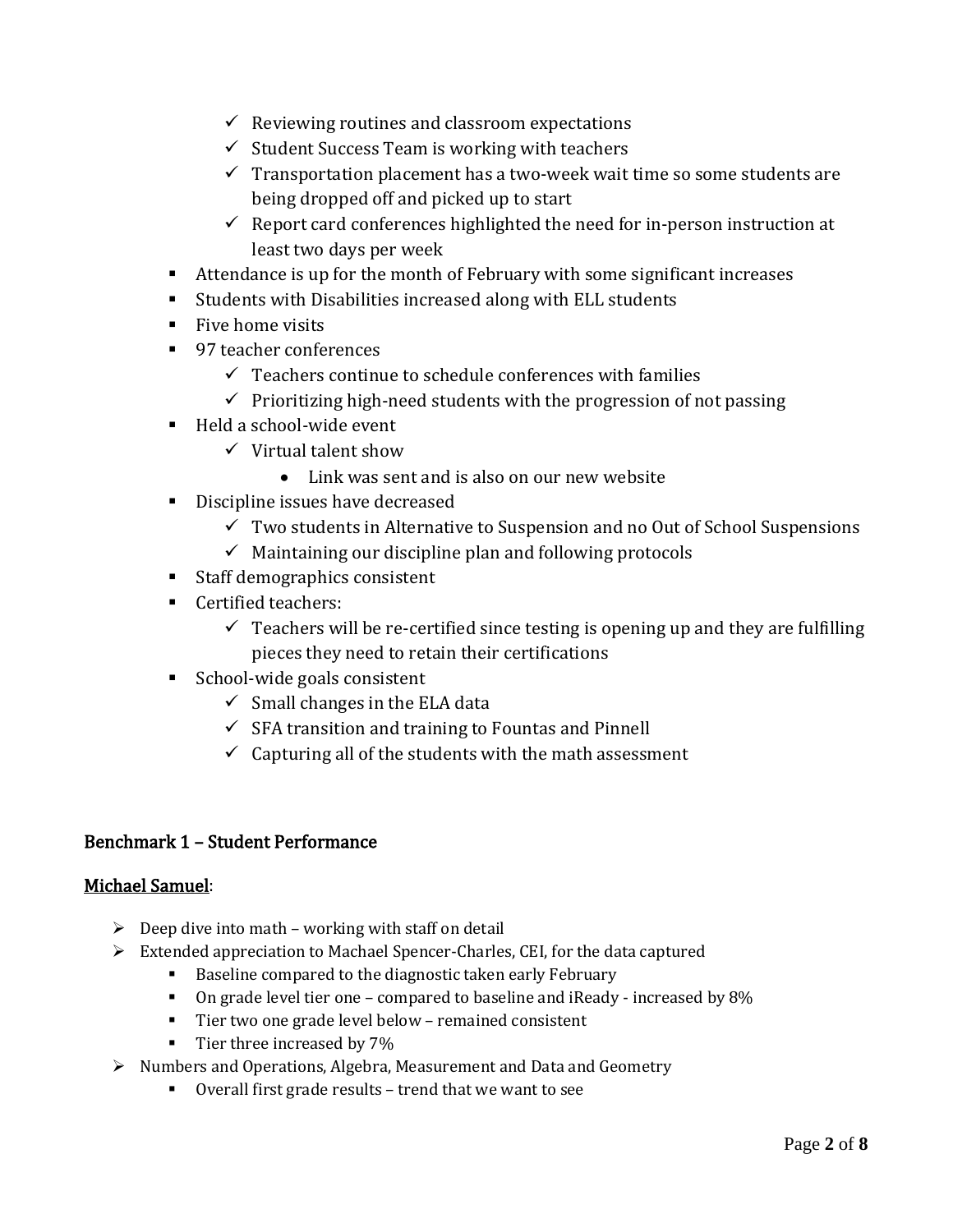- ✓ Reviewing routines and classroom expectations
        - ✓ Student Success Team is working with teachers
        - ✓ Transportation placement has a two-week wait time so some students are being dropped off and picked up to start
        - ✓ Report card conferences highlighted the need for in-person instruction at least two days per week
    - Attendance is up for the month of February with some significant increases
    - Students with Disabilities increased along with ELL students
    - Five home visits
    - 97 teacher conferences
        - ✓ Teachers continue to schedule conferences with families
        - ✓ Prioritizing high-need students with the progression of not passing
    - Held a school-wide event
        - ✓ Virtual talent show
            - Link was sent and is also on our new website
    - Discipline issues have decreased
        - ✓ Two students in Alternative to Suspension and no Out of School Suspensions
        - ✓ Maintaining our discipline plan and following protocols
    - Staff demographics consistent
    - Certified teachers:
        - ✓ Teachers will be re-certified since testing is opening up and they are fulfilling pieces they need to retain their certifications
    - School-wide goals consistent
        - ✓ Small changes in the ELA data
        - ✓ SFA transition and training to Fountas and Pinnell
        - ✓ Capturing all of the students with the math assessment

## Benchmark 1 – Student Performance

<u>Michael Samuel</u>:

- Deep dive into math – working with staff on detail
- Extended appreciation to Machael Spencer-Charles, CEI, for the data captured
    - Baseline compared to the diagnostic taken early February
    - On grade level tier one – compared to baseline and iReady - increased by 8%
    - Tier two one grade level below – remained consistent
    - Tier three increased by 7%
- Numbers and Operations, Algebra, Measurement and Data and Geometry
    - Overall first grade results – trend that we want to see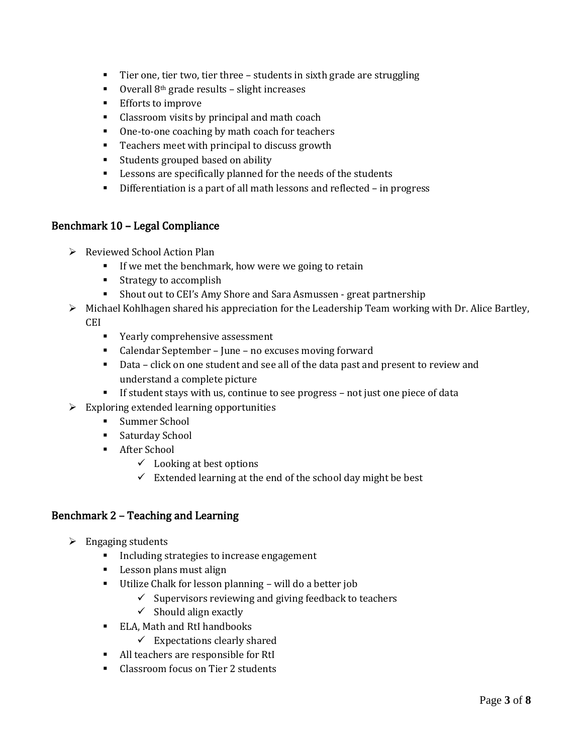- Tier one, tier two, tier three – students in sixth grade are struggling
    - Overall 8th grade results – slight increases
    - Efforts to improve
    - Classroom visits by principal and math coach
    - One-to-one coaching by math coach for teachers
    - Teachers meet with principal to discuss growth
    - Students grouped based on ability
    - Lessons are specifically planned for the needs of the students
    - Differentiation is a part of all math lessons and reflected – in progress

## Benchmark 10 – Legal Compliance

- Reviewed School Action Plan
    - If we met the benchmark, how were we going to retain
    - Strategy to accomplish
    - Shout out to CEI's Amy Shore and Sara Asmussen - great partnership
- Michael Kohlhagen shared his appreciation for the Leadership Team working with Dr. Alice Bartley, CEI
    - Yearly comprehensive assessment
    - Calendar September – June – no excuses moving forward
    - Data – click on one student and see all of the data past and present to review and understand a complete picture
    - If student stays with us, continue to see progress – not just one piece of data
- Exploring extended learning opportunities
    - Summer School
    - Saturday School
    - After School
        - ✓ Looking at best options
        - ✓ Extended learning at the end of the school day might be best

## Benchmark 2 – Teaching and Learning

- Engaging students
    - Including strategies to increase engagement
    - Lesson plans must align
    - Utilize Chalk for lesson planning – will do a better job
        - ✓ Supervisors reviewing and giving feedback to teachers
        - ✓ Should align exactly
    - ELA, Math and RtI handbooks
        - ✓ Expectations clearly shared
    - All teachers are responsible for RtI
    - Classroom focus on Tier 2 students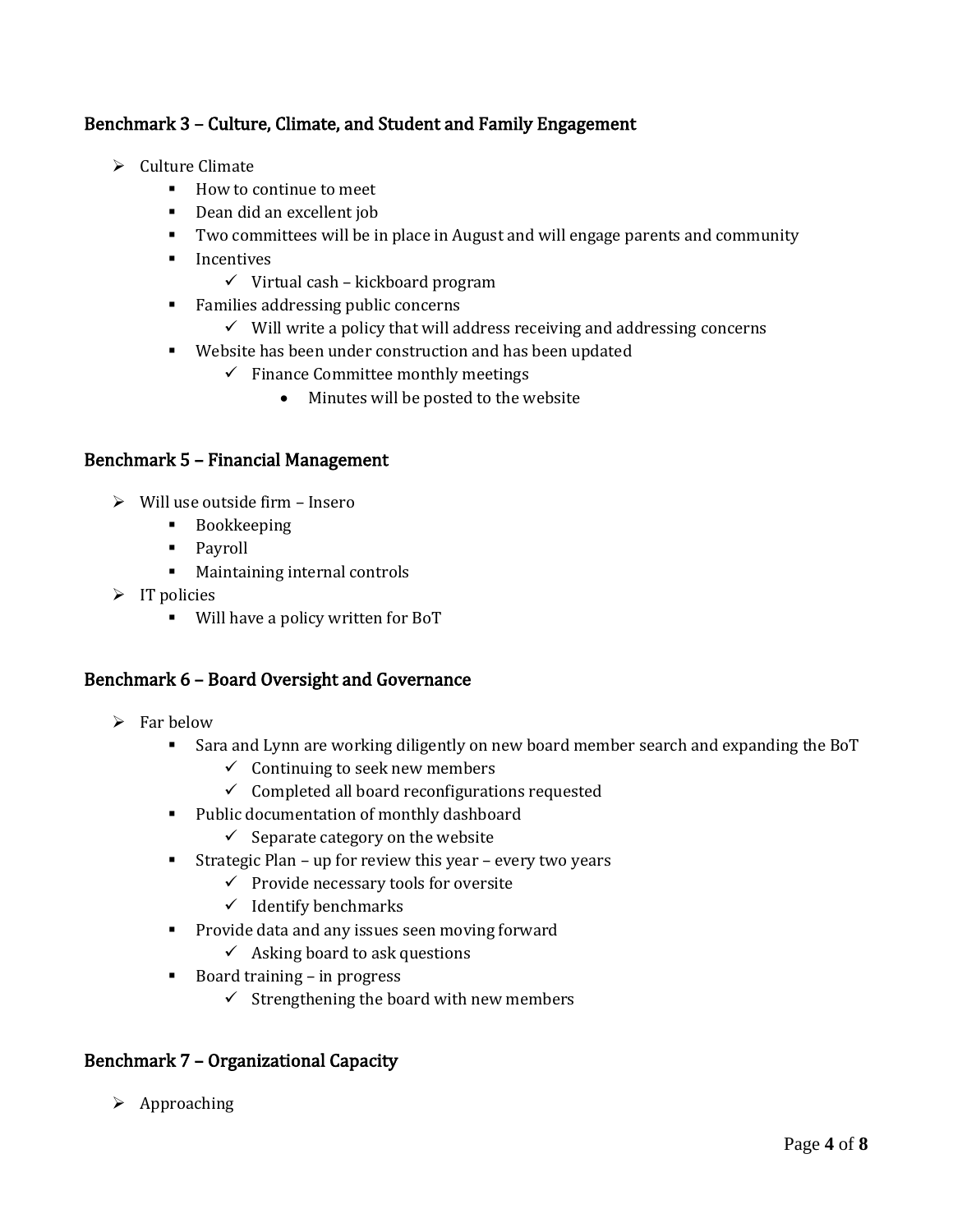## Benchmark 3 – Culture, Climate, and Student and Family Engagement

- Culture Climate
  - How to continue to meet
  - Dean did an excellent job
  - Two committees will be in place in August and will engage parents and community
  - Incentives
    - Virtual cash – kickboard program
  - Families addressing public concerns
    - Will write a policy that will address receiving and addressing concerns
  - Website has been under construction and has been updated
    - Finance Committee monthly meetings
      - Minutes will be posted to the website

## Benchmark 5 – Financial Management

- Will use outside firm – Insero
  - Bookkeeping
  - Payroll
  - Maintaining internal controls
- IT policies
  - Will have a policy written for BoT

## Benchmark 6 – Board Oversight and Governance

- Far below
  - Sara and Lynn are working diligently on new board member search and expanding the BoT
    - Continuing to seek new members
    - Completed all board reconfigurations requested
  - Public documentation of monthly dashboard
    - Separate category on the website
  - Strategic Plan – up for review this year – every two years
    - Provide necessary tools for oversite
    - Identify benchmarks
  - Provide data and any issues seen moving forward
    - Asking board to ask questions
  - Board training – in progress
    - Strengthening the board with new members

## Benchmark 7 – Organizational Capacity

- Approaching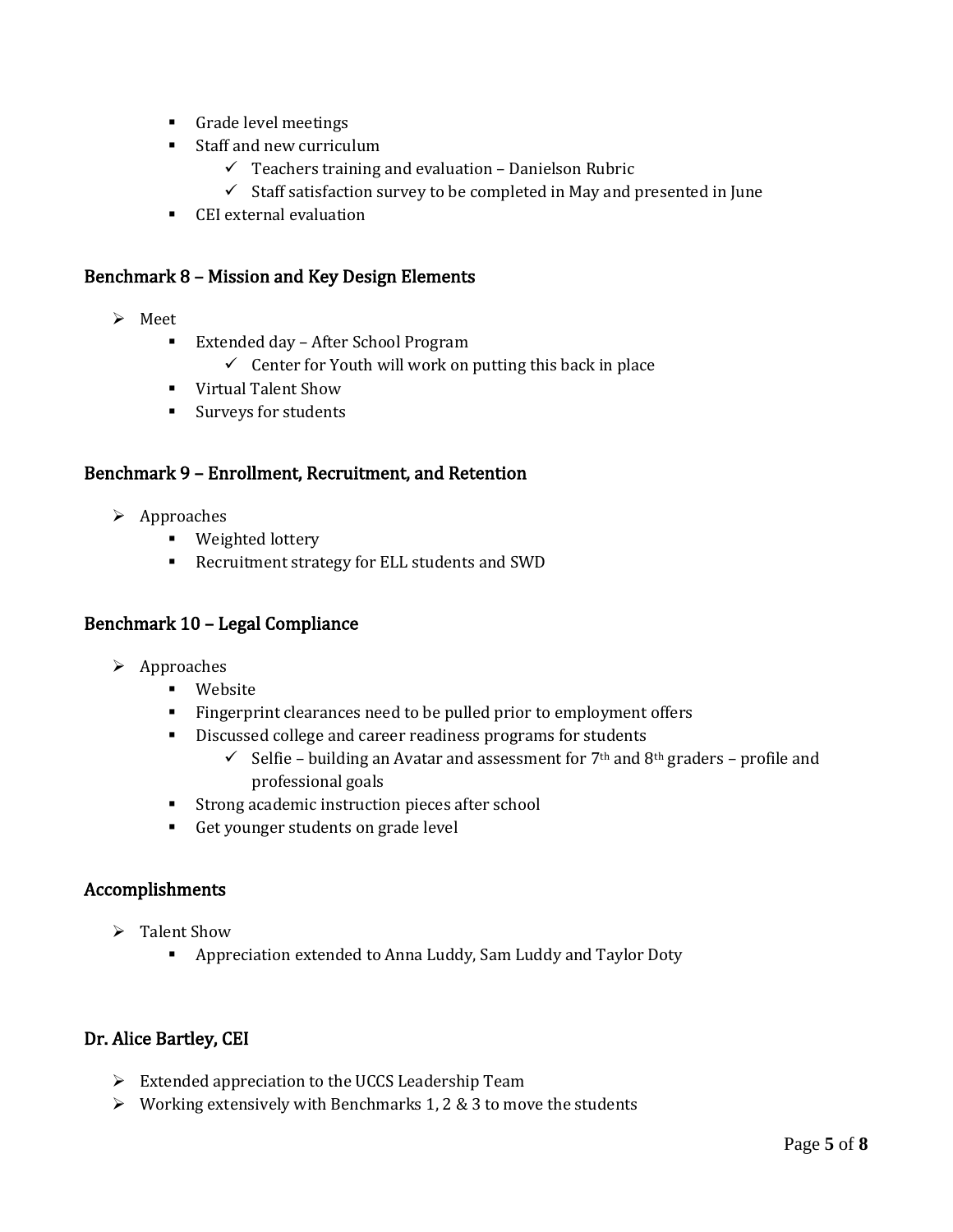- Grade level meetings
- Staff and new curriculum
  - ✓ Teachers training and evaluation – Danielson Rubric
  - ✓ Staff satisfaction survey to be completed in May and presented in June
- CEI external evaluation

### Benchmark 8 – Mission and Key Design Elements

- Meet
  - Extended day – After School Program
    - ✓ Center for Youth will work on putting this back in place
  - Virtual Talent Show
  - Surveys for students

### Benchmark 9 – Enrollment, Recruitment, and Retention

- Approaches
  - Weighted lottery
  - Recruitment strategy for ELL students and SWD

### Benchmark 10 – Legal Compliance

- Approaches
  - Website
  - Fingerprint clearances need to be pulled prior to employment offers
  - Discussed college and career readiness programs for students
    - ✓ Selfie – building an Avatar and assessment for 7th and 8th graders – profile and professional goals
  - Strong academic instruction pieces after school
  - Get younger students on grade level

### Accomplishments

- Talent Show
  - Appreciation extended to Anna Luddy, Sam Luddy and Taylor Doty

### Dr. Alice Bartley, CEI

- Extended appreciation to the UCCS Leadership Team
- Working extensively with Benchmarks 1, 2 & 3 to move the students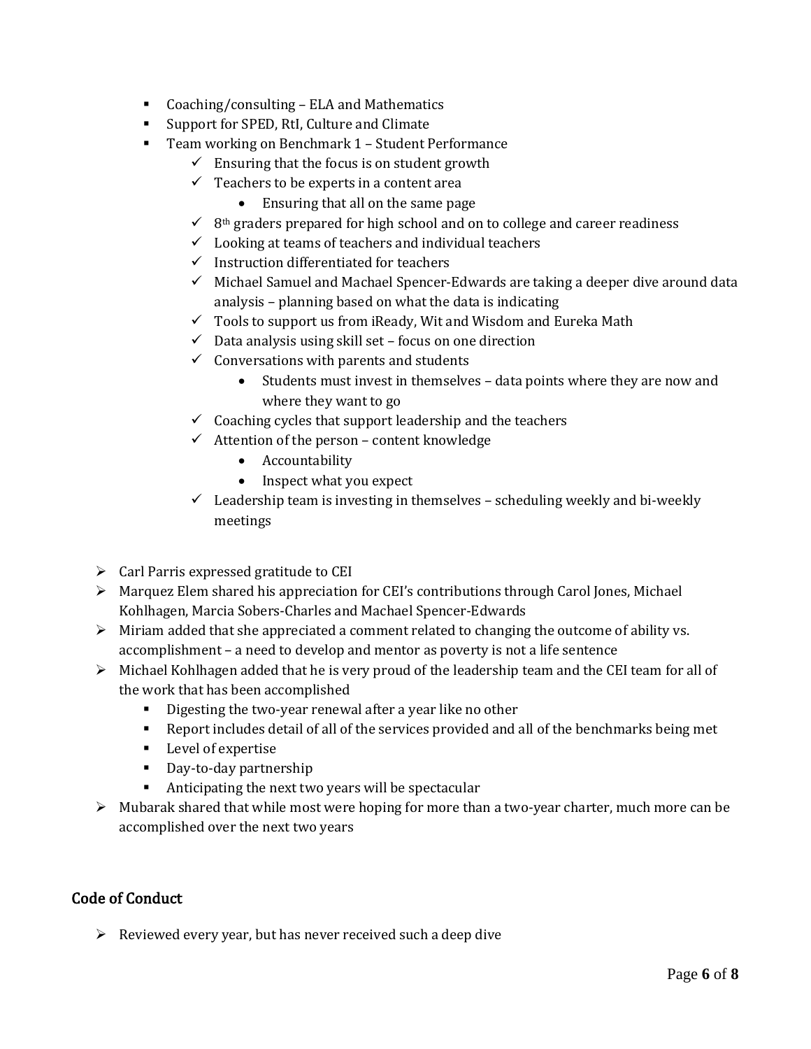- Coaching/consulting – ELA and Mathematics
        - Support for SPED, RtI, Culture and Climate
        - Team working on Benchmark 1 – Student Performance
            - Ensuring that the focus is on student growth
            - Teachers to be experts in a content area
                - Ensuring that all on the same page
            - 8th graders prepared for high school and on to college and career readiness
            - Looking at teams of teachers and individual teachers
            - Instruction differentiated for teachers
            - Michael Samuel and Machael Spencer-Edwards are taking a deeper dive around data analysis – planning based on what the data is indicating
            - Tools to support us from iReady, Wit and Wisdom and Eureka Math
            - Data analysis using skill set – focus on one direction
            - Conversations with parents and students
                - Students must invest in themselves – data points where they are now and where they want to go
            - Coaching cycles that support leadership and the teachers
            - Attention of the person – content knowledge
                - Accountability
                - Inspect what you expect
            - Leadership team is investing in themselves – scheduling weekly and bi-weekly meetings

- Carl Parris expressed gratitude to CEI
- Marquez Elem shared his appreciation for CEI's contributions through Carol Jones, Michael Kohlhagen, Marcia Sobers-Charles and Machael Spencer-Edwards
- Miriam added that she appreciated a comment related to changing the outcome of ability vs. accomplishment – a need to develop and mentor as poverty is not a life sentence
- Michael Kohlhagen added that he is very proud of the leadership team and the CEI team for all of the work that has been accomplished
    - Digesting the two-year renewal after a year like no other
    - Report includes detail of all of the services provided and all of the benchmarks being met
    - Level of expertise
    - Day-to-day partnership
    - Anticipating the next two years will be spectacular
- Mubarak shared that while most were hoping for more than a two-year charter, much more can be accomplished over the next two years

## Code of Conduct

- Reviewed every year, but has never received such a deep dive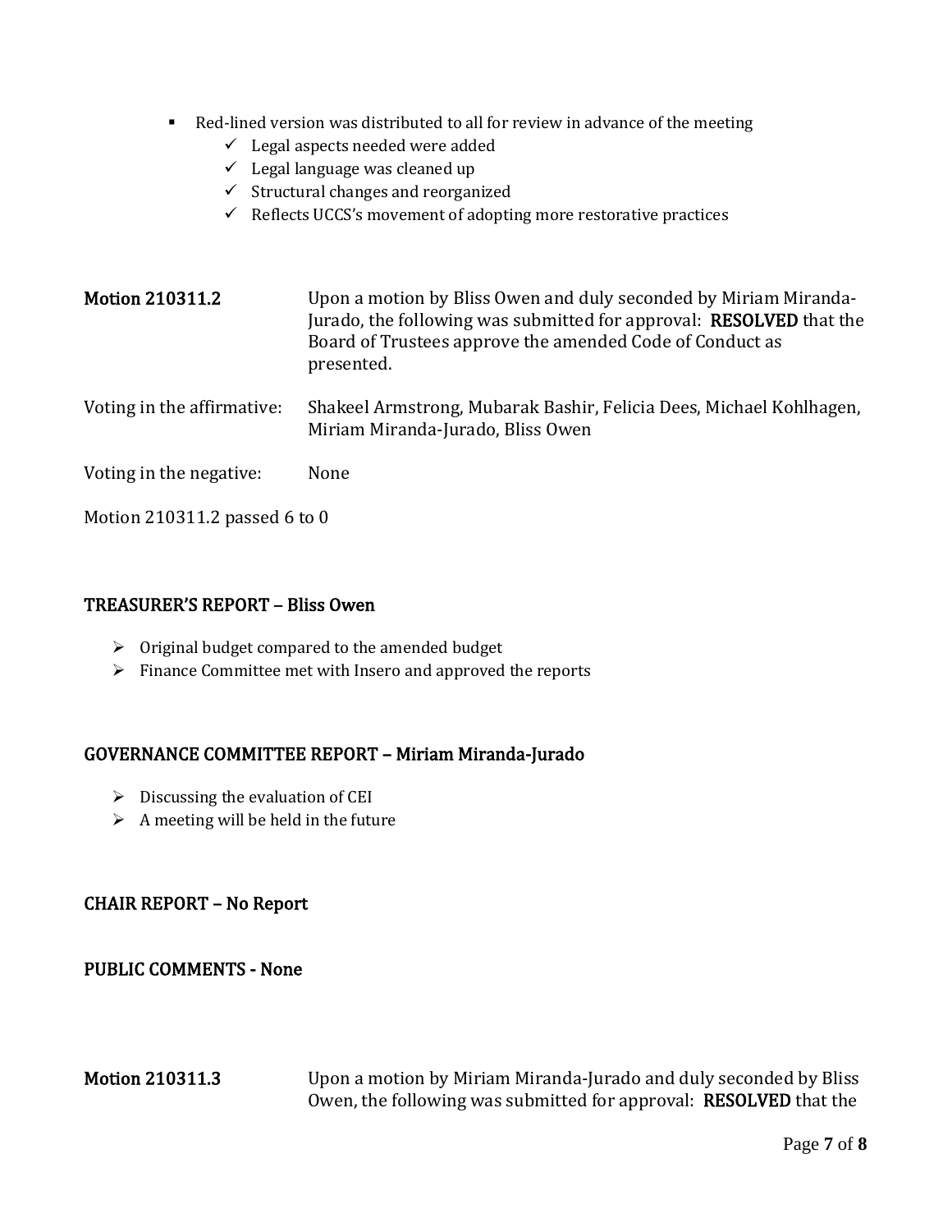- Red-lined version was distributed to all for review in advance of the meeting
  - ✓ Legal aspects needed were added
  - ✓ Legal language was cleaned up
  - ✓ Structural changes and reorganized
  - ✓ Reflects UCCS's movement of adopting more restorative practices

| | |
|---|---|
| **Motion 210311.2** | Upon a motion by Bliss Owen and duly seconded by Miriam Miranda-Jurado, the following was submitted for approval: **RESOLVED** that the Board of Trustees approve the amended Code of Conduct as presented. |
| Voting in the affirmative: | Shakeel Armstrong, Mubarak Bashir, Felicia Dees, Michael Kohlhagen, Miriam Miranda-Jurado, Bliss Owen |
| Voting in the negative: | None |

Motion 210311.2 passed 6 to 0

## TREASURER'S REPORT – Bliss Owen

- Original budget compared to the amended budget
- Finance Committee met with Insero and approved the reports

## GOVERNANCE COMMITTEE REPORT – Miriam Miranda-Jurado

- Discussing the evaluation of CEI
- A meeting will be held in the future

## CHAIR REPORT – No Report

## PUBLIC COMMENTS - None

| | |
|---|---|
| **Motion 210311.3** | Upon a motion by Miriam Miranda-Jurado and duly seconded by Bliss Owen, the following was submitted for approval: **RESOLVED** that the |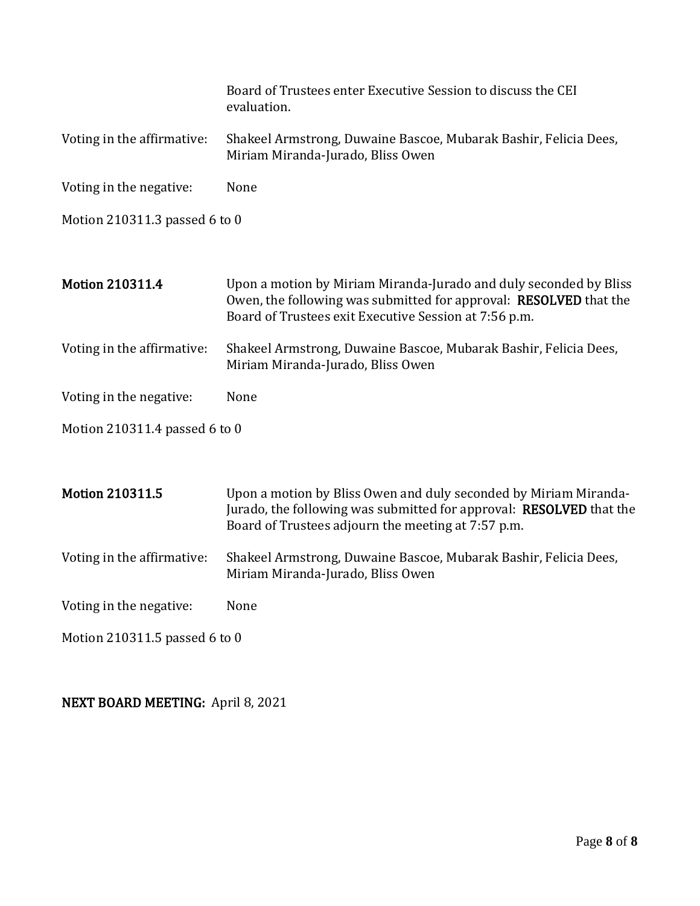Board of Trustees enter Executive Session to discuss the CEI evaluation.

Voting in the affirmative: Shakeel Armstrong, Duwaine Bascoe, Mubarak Bashir, Felicia Dees, Miriam Miranda-Jurado, Bliss Owen

Voting in the negative: None

Motion 210311.3 passed 6 to 0

**Motion 210311.4** Upon a motion by Miriam Miranda-Jurado and duly seconded by Bliss Owen, the following was submitted for approval: **RESOLVED** that the Board of Trustees exit Executive Session at 7:56 p.m.

Voting in the affirmative: Shakeel Armstrong, Duwaine Bascoe, Mubarak Bashir, Felicia Dees, Miriam Miranda-Jurado, Bliss Owen

Voting in the negative: None

Motion 210311.4 passed 6 to 0

**Motion 210311.5** Upon a motion by Bliss Owen and duly seconded by Miriam Miranda-Jurado, the following was submitted for approval: **RESOLVED** that the Board of Trustees adjourn the meeting at 7:57 p.m.

Voting in the affirmative: Shakeel Armstrong, Duwaine Bascoe, Mubarak Bashir, Felicia Dees, Miriam Miranda-Jurado, Bliss Owen

Voting in the negative: None

Motion 210311.5 passed 6 to 0

**NEXT BOARD MEETING:** April 8, 2021